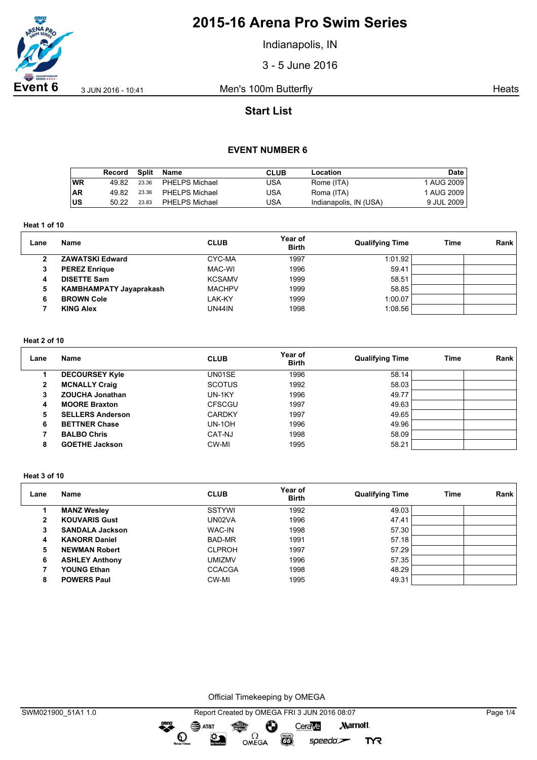# 2015-16 Arena Pro Swim Series

Indianapolis, IN

3 - 5 June 2016

**Event 6** 3 JUN 2016 - 10:41 Men's 100m Butterfly Heats

## Start List

### EVENT NUMBER 6

| | Record | Split | Name | CLUB | Location | Date |
|---|---|---|---|---|---|---|
| WR | 49.82 | 23.36 | PHELPS Michael | USA | Rome (ITA) | 1 AUG 2009 |
| AR | 49.82 | 23.36 | PHELPS Michael | USA | Roma (ITA) | 1 AUG 2009 |
| US | 50.22 | 23.83 | PHELPS Michael | USA | Indianapolis, IN (USA) | 9 JUL 2009 |

**Heat 1 of 10**

| Lane | Name | CLUB | Year of Birth | Qualifying Time | Time | Rank |
|---|---|---|---|---|---|---|
| 2 | **ZAWATSKI Edward** | CYC-MA | 1997 | 1:01.92 | | |
| 3 | **PEREZ Enrique** | MAC-WI | 1996 | 59.41 | | |
| 4 | **DISETTE Sam** | KCSAMV | 1999 | 58.51 | | |
| 5 | **KAMBHAMPATY Jayaprakash** | MACHPV | 1999 | 58.85 | | |
| 6 | **BROWN Cole** | LAK-KY | 1999 | 1:00.07 | | |
| 7 | **KING Alex** | UN44IN | 1998 | 1:08.56 | | |

**Heat 2 of 10**

| Lane | Name | CLUB | Year of Birth | Qualifying Time | Time | Rank |
|---|---|---|---|---|---|---|
| 1 | **DECOURSEY Kyle** | UN01SE | 1996 | 58.14 | | |
| 2 | **MCNALLY Craig** | SCOTUS | 1992 | 58.03 | | |
| 3 | **ZOUCHA Jonathan** | UN-1KY | 1996 | 49.77 | | |
| 4 | **MOORE Braxton** | CFSCGU | 1997 | 49.63 | | |
| 5 | **SELLERS Anderson** | CARDKY | 1997 | 49.65 | | |
| 6 | **BETTNER Chase** | UN-1OH | 1996 | 49.96 | | |
| 7 | **BALBO Chris** | CAT-NJ | 1998 | 58.09 | | |
| 8 | **GOETHE Jackson** | CW-MI | 1995 | 58.21 | | |

**Heat 3 of 10**

| Lane | Name | CLUB | Year of Birth | Qualifying Time | Time | Rank |
|---|---|---|---|---|---|---|
| 1 | **MANZ Wesley** | SSTYWI | 1992 | 49.03 | | |
| 2 | **KOUVARIS Gust** | UN02VA | 1996 | 47.41 | | |
| 3 | **SANDALA Jackson** | WAC-IN | 1998 | 57.30 | | |
| 4 | **KANORR Daniel** | BAD-MR | 1991 | 57.18 | | |
| 5 | **NEWMAN Robert** | CLPROH | 1997 | 57.29 | | |
| 6 | **ASHLEY Anthony** | UMIZMV | 1996 | 57.35 | | |
| 7 | **YOUNG Ethan** | CCACGA | 1998 | 48.29 | | |
| 8 | **POWERS Paul** | CW-MI | 1995 | 49.31 | | |

Official Timekeeping by OMEGA

SWM021900_51A1 1.0 Report Created by OMEGA FRI 3 JUN 2016 08:07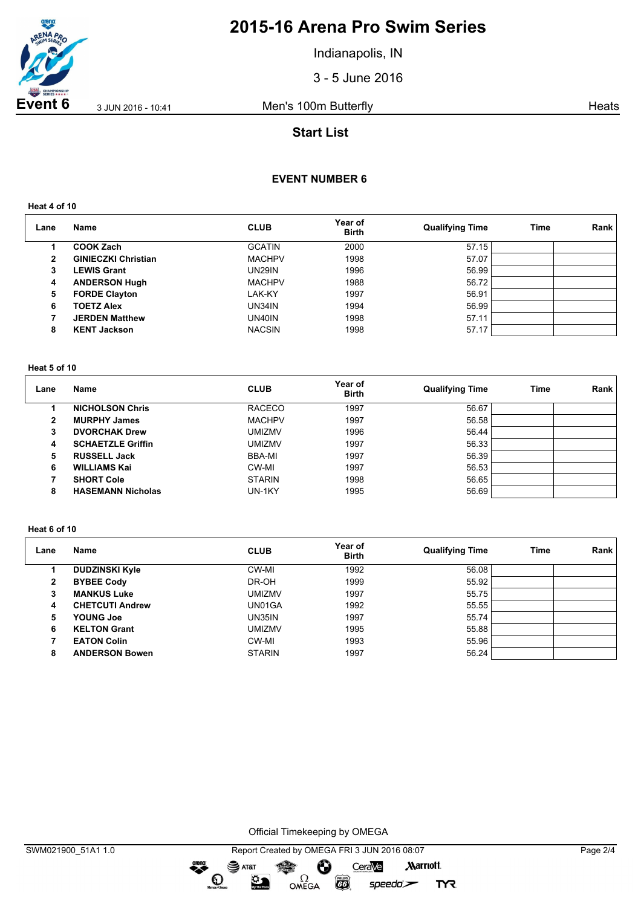# 2015-16 Arena Pro Swim Series

Indianapolis, IN

3 - 5 June 2016

**Event 6** 3 JUN 2016 - 10:41 Men's 100m Butterfly Heats

## Start List

### EVENT NUMBER 6

**Heat 4 of 10**

| Lane | Name | CLUB | Year of Birth | Qualifying Time | Time | Rank |
|---|---|---|---|---|---|---|
| 1 | **COOK Zach** | GCATIN | 2000 | 57.15 | | |
| 2 | **GINIECZKI Christian** | MACHPV | 1998 | 57.07 | | |
| 3 | **LEWIS Grant** | UN29IN | 1996 | 56.99 | | |
| 4 | **ANDERSON Hugh** | MACHPV | 1988 | 56.72 | | |
| 5 | **FORDE Clayton** | LAK-KY | 1997 | 56.91 | | |
| 6 | **TOETZ Alex** | UN34IN | 1994 | 56.99 | | |
| 7 | **JERDEN Matthew** | UN40IN | 1998 | 57.11 | | |
| 8 | **KENT Jackson** | NACSIN | 1998 | 57.17 | | |

**Heat 5 of 10**

| Lane | Name | CLUB | Year of Birth | Qualifying Time | Time | Rank |
|---|---|---|---|---|---|---|
| 1 | **NICHOLSON Chris** | RACECO | 1997 | 56.67 | | |
| 2 | **MURPHY James** | MACHPV | 1997 | 56.58 | | |
| 3 | **DVORCHAK Drew** | UMIZMV | 1996 | 56.44 | | |
| 4 | **SCHAETZLE Griffin** | UMIZMV | 1997 | 56.33 | | |
| 5 | **RUSSELL Jack** | BBA-MI | 1997 | 56.39 | | |
| 6 | **WILLIAMS Kai** | CW-MI | 1997 | 56.53 | | |
| 7 | **SHORT Cole** | STARIN | 1998 | 56.65 | | |
| 8 | **HASEMANN Nicholas** | UN-1KY | 1995 | 56.69 | | |

**Heat 6 of 10**

| Lane | Name | CLUB | Year of Birth | Qualifying Time | Time | Rank |
|---|---|---|---|---|---|---|
| 1 | **DUDZINSKI Kyle** | CW-MI | 1992 | 56.08 | | |
| 2 | **BYBEE Cody** | DR-OH | 1999 | 55.92 | | |
| 3 | **MANKUS Luke** | UMIZMV | 1997 | 55.75 | | |
| 4 | **CHETCUTI Andrew** | UN01GA | 1992 | 55.55 | | |
| 5 | **YOUNG Joe** | UN35IN | 1997 | 55.74 | | |
| 6 | **KELTON Grant** | UMIZMV | 1995 | 55.88 | | |
| 7 | **EATON Colin** | CW-MI | 1993 | 55.96 | | |
| 8 | **ANDERSON Bowen** | STARIN | 1997 | 56.24 | | |

Official Timekeeping by OMEGA

SWM021900_51A1 1.0 Report Created by OMEGA FRI 3 JUN 2016 08:07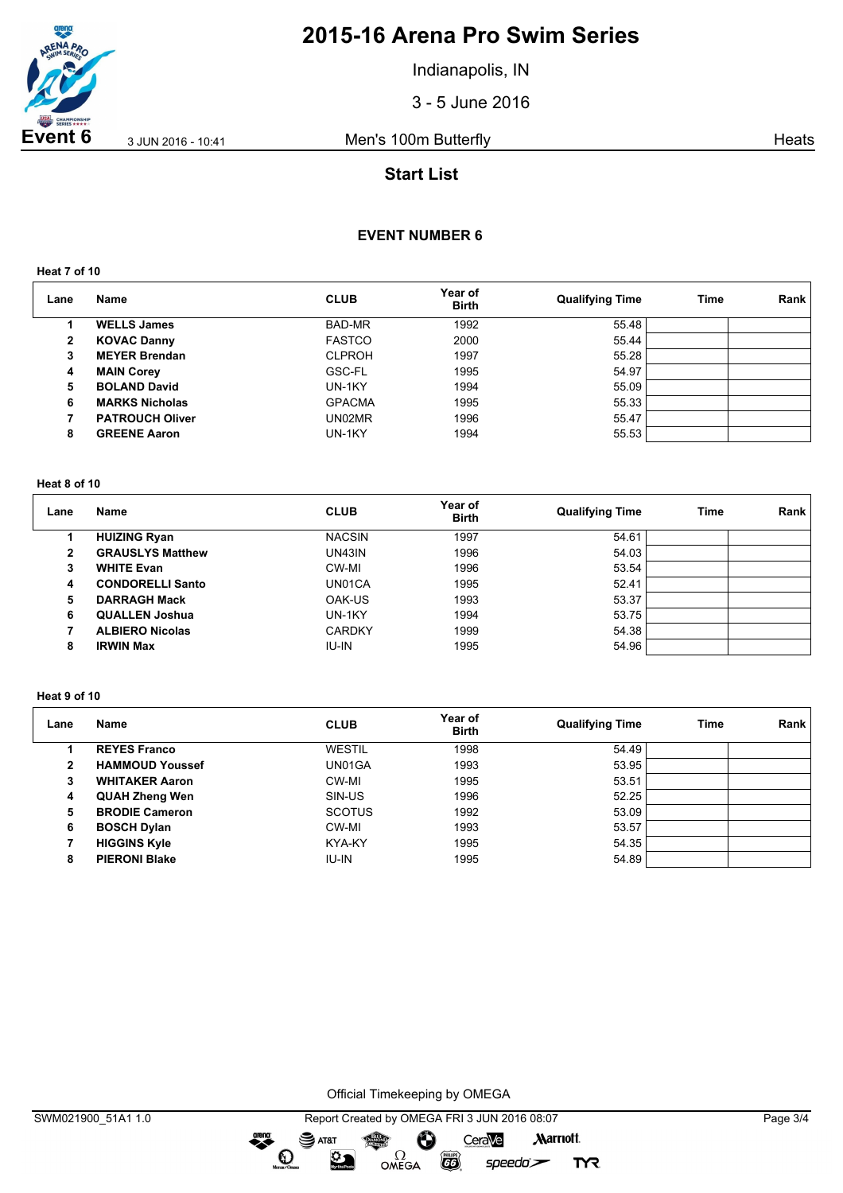# 2015-16 Arena Pro Swim Series

Indianapolis, IN

3 - 5 June 2016

**Event 6** 3 JUN 2016 - 10:41 Men's 100m Butterfly Heats

## Start List

### EVENT NUMBER 6

**Heat 7 of 10**

| Lane | Name | CLUB | Year of Birth | Qualifying Time | Time | Rank |
|---|---|---|---|---|---|---|
| 1 | **WELLS James** | BAD-MR | 1992 | 55.48 | | |
| 2 | **KOVAC Danny** | FASTCO | 2000 | 55.44 | | |
| 3 | **MEYER Brendan** | CLPROH | 1997 | 55.28 | | |
| 4 | **MAIN Corey** | GSC-FL | 1995 | 54.97 | | |
| 5 | **BOLAND David** | UN-1KY | 1994 | 55.09 | | |
| 6 | **MARKS Nicholas** | GPACMA | 1995 | 55.33 | | |
| 7 | **PATROUCH Oliver** | UN02MR | 1996 | 55.47 | | |
| 8 | **GREENE Aaron** | UN-1KY | 1994 | 55.53 | | |

**Heat 8 of 10**

| Lane | Name | CLUB | Year of Birth | Qualifying Time | Time | Rank |
|---|---|---|---|---|---|---|
| 1 | **HUIZING Ryan** | NACSIN | 1997 | 54.61 | | |
| 2 | **GRAUSLYS Matthew** | UN43IN | 1996 | 54.03 | | |
| 3 | **WHITE Evan** | CW-MI | 1996 | 53.54 | | |
| 4 | **CONDORELLI Santo** | UN01CA | 1995 | 52.41 | | |
| 5 | **DARRAGH Mack** | OAK-US | 1993 | 53.37 | | |
| 6 | **QUALLEN Joshua** | UN-1KY | 1994 | 53.75 | | |
| 7 | **ALBIERO Nicolas** | CARDKY | 1999 | 54.38 | | |
| 8 | **IRWIN Max** | IU-IN | 1995 | 54.96 | | |

**Heat 9 of 10**

| Lane | Name | CLUB | Year of Birth | Qualifying Time | Time | Rank |
|---|---|---|---|---|---|---|
| 1 | **REYES Franco** | WESTIL | 1998 | 54.49 | | |
| 2 | **HAMMOUD Youssef** | UN01GA | 1993 | 53.95 | | |
| 3 | **WHITAKER Aaron** | CW-MI | 1995 | 53.51 | | |
| 4 | **QUAH Zheng Wen** | SIN-US | 1996 | 52.25 | | |
| 5 | **BRODIE Cameron** | SCOTUS | 1992 | 53.09 | | |
| 6 | **BOSCH Dylan** | CW-MI | 1993 | 53.57 | | |
| 7 | **HIGGINS Kyle** | KYA-KY | 1995 | 54.35 | | |
| 8 | **PIERONI Blake** | IU-IN | 1995 | 54.89 | | |

Official Timekeeping by OMEGA

SWM021900_51A1 1.0 Report Created by OMEGA FRI 3 JUN 2016 08:07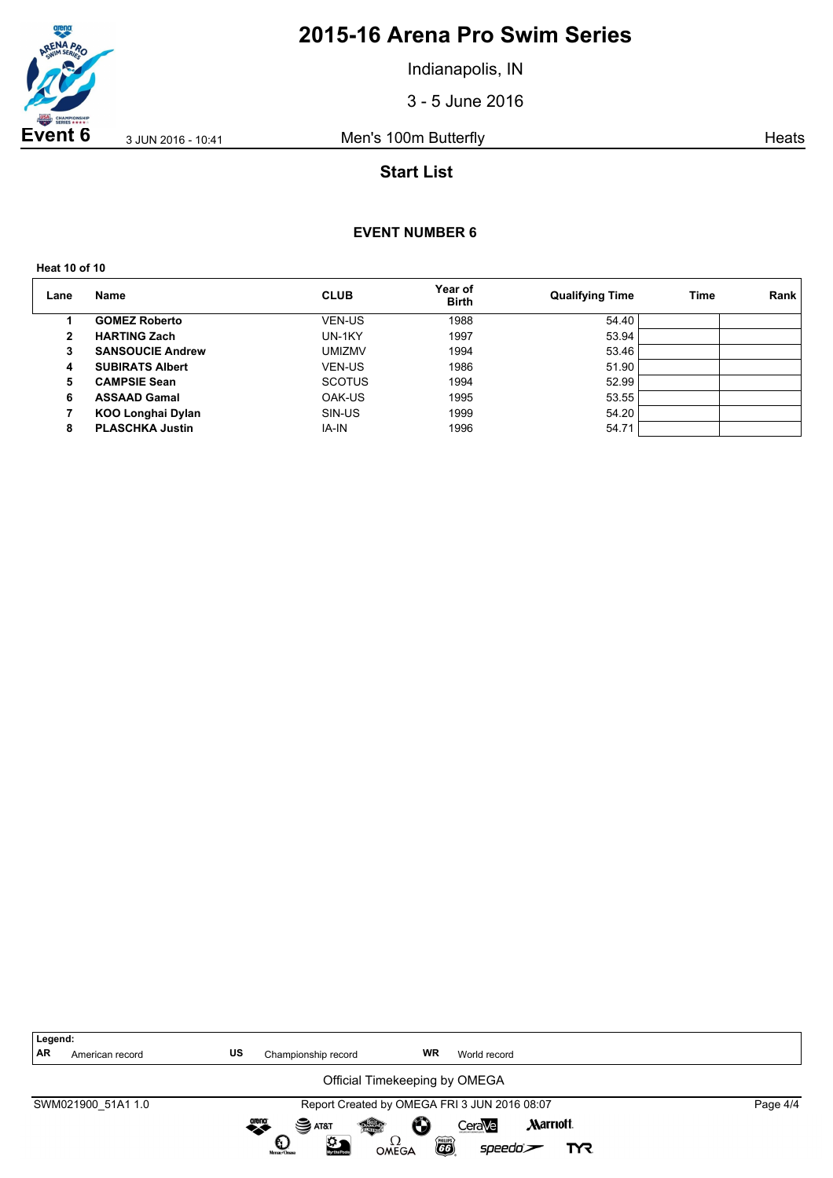# 2015-16 Arena Pro Swim Series

Indianapolis, IN

3 - 5 June 2016

**Event 6** 3 JUN 2016 - 10:41 Men's 100m Butterfly Heats

## Start List

### EVENT NUMBER 6

**Heat 10 of 10**

| Lane | Name | CLUB | Year of Birth | Qualifying Time | Time | Rank |
|---|---|---|---|---|---|---|
| 1 | **GOMEZ Roberto** | VEN-US | 1988 | 54.40 | | |
| 2 | **HARTING Zach** | UN-1KY | 1997 | 53.94 | | |
| 3 | **SANSOUCIE Andrew** | UMIZMV | 1994 | 53.46 | | |
| 4 | **SUBIRATS Albert** | VEN-US | 1986 | 51.90 | | |
| 5 | **CAMPSIE Sean** | SCOTUS | 1994 | 52.99 | | |
| 6 | **ASSAAD Gamal** | OAK-US | 1995 | 53.55 | | |
| 7 | **KOO Longhai Dylan** | SIN-US | 1999 | 54.20 | | |
| 8 | **PLASCHKA Justin** | IA-IN | 1996 | 54.71 | | |

**Legend:**

| | | | | | |
|---|---|---|---|---|---|
| **AR** | American record | **US** | Championship record | **WR** | World record |

Official Timekeeping by OMEGA

SWM021900_51A1 1.0 Report Created by OMEGA FRI 3 JUN 2016 08:07